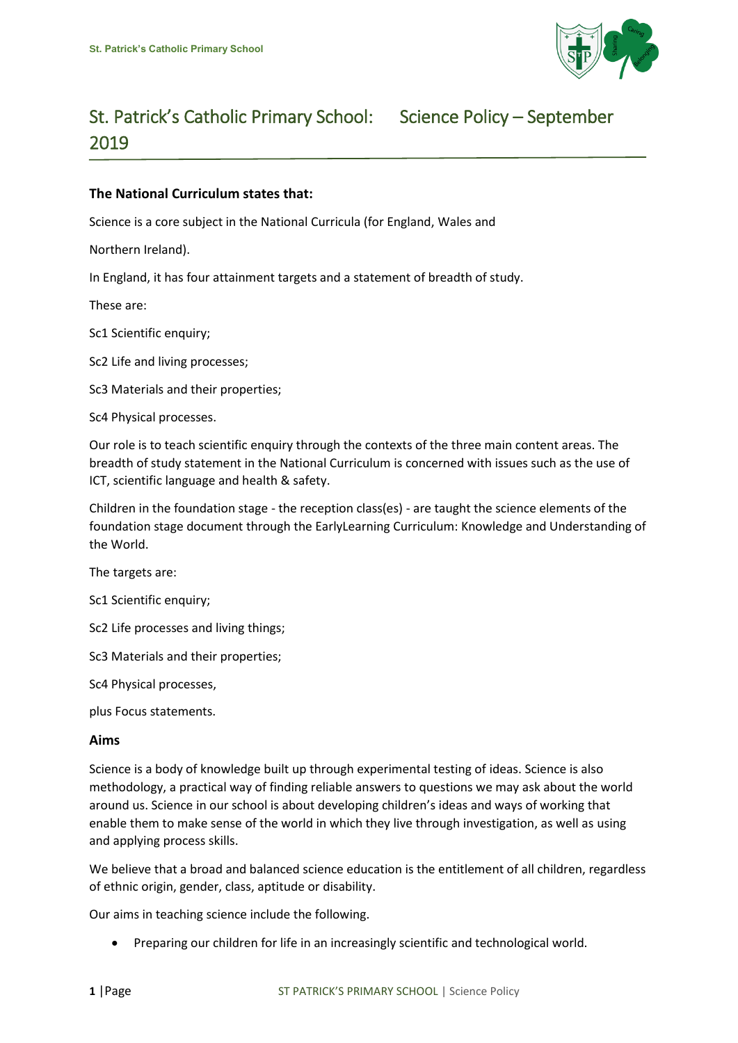# St. Patrick's Catholic Primary School: Science Policy – September 2019

**The National Curriculum states that:**

Science is a core subject in the National Curricula (for England, Wales and

Northern Ireland).

In England, it has four attainment targets and a statement of breadth of study.

These are:

Sc1 Scientific enquiry;

Sc2 Life and living processes;

Sc3 Materials and their properties;

Sc4 Physical processes.

Our role is to teach scientific enquiry through the contexts of the three main content areas. The breadth of study statement in the National Curriculum is concerned with issues such as the use of ICT, scientific language and health & safety.

Children in the foundation stage - the reception class(es) - are taught the science elements of the foundation stage document through the EarlyLearning Curriculum: Knowledge and Understanding of the World.

The targets are:

Sc1 Scientific enquiry;

Sc2 Life processes and living things;

Sc3 Materials and their properties;

Sc4 Physical processes,

plus Focus statements.

## Aims

Science is a body of knowledge built up through experimental testing of ideas. Science is also methodology, a practical way of finding reliable answers to questions we may ask about the world around us. Science in our school is about developing children's ideas and ways of working that enable them to make sense of the world in which they live through investigation, as well as using and applying process skills.

We believe that a broad and balanced science education is the entitlement of all children, regardless of ethnic origin, gender, class, aptitude or disability.

Our aims in teaching science include the following.

- Preparing our children for life in an increasingly scientific and technological world.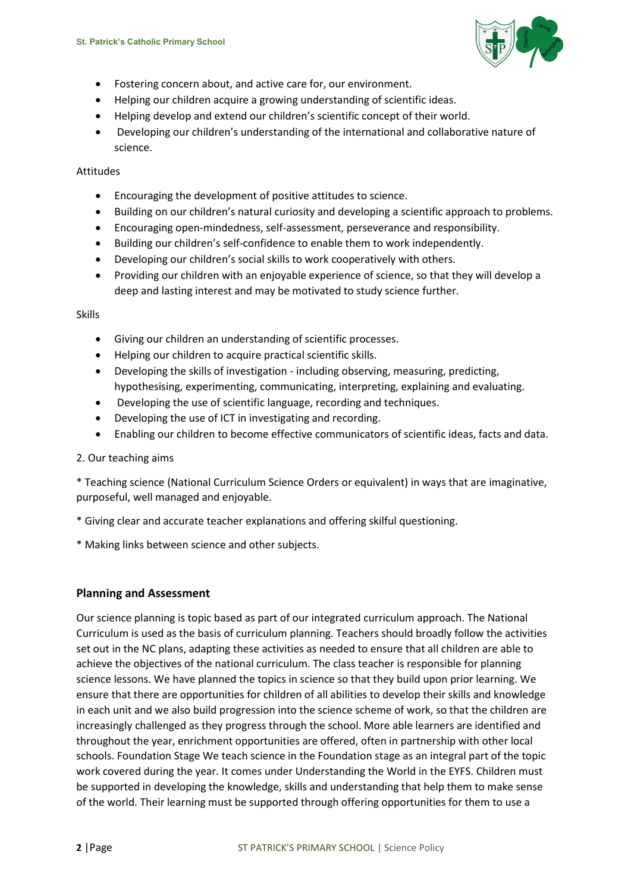- Fostering concern about, and active care for, our environment.
- Helping our children acquire a growing understanding of scientific ideas.
- Helping develop and extend our children's scientific concept of their world.
- Developing our children's understanding of the international and collaborative nature of science.

Attitudes

- Encouraging the development of positive attitudes to science.
- Building on our children's natural curiosity and developing a scientific approach to problems.
- Encouraging open-mindedness, self-assessment, perseverance and responsibility.
- Building our children's self-confidence to enable them to work independently.
- Developing our children's social skills to work cooperatively with others.
- Providing our children with an enjoyable experience of science, so that they will develop a deep and lasting interest and may be motivated to study science further.

Skills

- Giving our children an understanding of scientific processes.
- Helping our children to acquire practical scientific skills.
- Developing the skills of investigation - including observing, measuring, predicting, hypothesising, experimenting, communicating, interpreting, explaining and evaluating.
- Developing the use of scientific language, recording and techniques.
- Developing the use of ICT in investigating and recording.
- Enabling our children to become effective communicators of scientific ideas, facts and data.

2. Our teaching aims

* Teaching science (National Curriculum Science Orders or equivalent) in ways that are imaginative, purposeful, well managed and enjoyable.

* Giving clear and accurate teacher explanations and offering skilful questioning.

* Making links between science and other subjects.

## Planning and Assessment

Our science planning is topic based as part of our integrated curriculum approach. The National Curriculum is used as the basis of curriculum planning. Teachers should broadly follow the activities set out in the NC plans, adapting these activities as needed to ensure that all children are able to achieve the objectives of the national curriculum. The class teacher is responsible for planning science lessons. We have planned the topics in science so that they build upon prior learning. We ensure that there are opportunities for children of all abilities to develop their skills and knowledge in each unit and we also build progression into the science scheme of work, so that the children are increasingly challenged as they progress through the school. More able learners are identified and throughout the year, enrichment opportunities are offered, often in partnership with other local schools. Foundation Stage We teach science in the Foundation stage as an integral part of the topic work covered during the year. It comes under Understanding the World in the EYFS. Children must be supported in developing the knowledge, skills and understanding that help them to make sense of the world. Their learning must be supported through offering opportunities for them to use a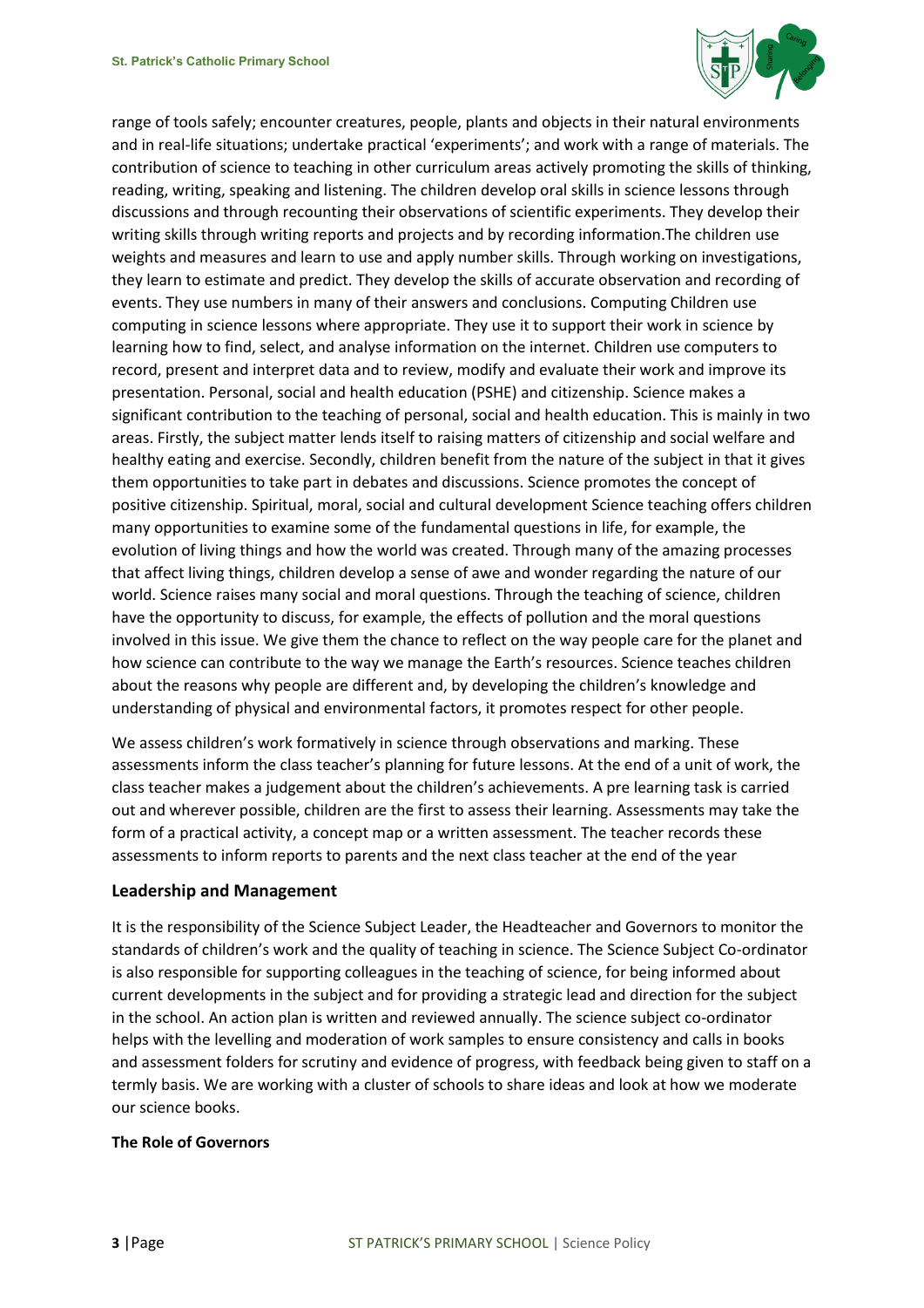range of tools safely; encounter creatures, people, plants and objects in their natural environments and in real-life situations; undertake practical 'experiments'; and work with a range of materials. The contribution of science to teaching in other curriculum areas actively promoting the skills of thinking, reading, writing, speaking and listening. The children develop oral skills in science lessons through discussions and through recounting their observations of scientific experiments. They develop their writing skills through writing reports and projects and by recording information.The children use weights and measures and learn to use and apply number skills. Through working on investigations, they learn to estimate and predict. They develop the skills of accurate observation and recording of events. They use numbers in many of their answers and conclusions. Computing Children use computing in science lessons where appropriate. They use it to support their work in science by learning how to find, select, and analyse information on the internet. Children use computers to record, present and interpret data and to review, modify and evaluate their work and improve its presentation. Personal, social and health education (PSHE) and citizenship. Science makes a significant contribution to the teaching of personal, social and health education. This is mainly in two areas. Firstly, the subject matter lends itself to raising matters of citizenship and social welfare and healthy eating and exercise. Secondly, children benefit from the nature of the subject in that it gives them opportunities to take part in debates and discussions. Science promotes the concept of positive citizenship. Spiritual, moral, social and cultural development Science teaching offers children many opportunities to examine some of the fundamental questions in life, for example, the evolution of living things and how the world was created. Through many of the amazing processes that affect living things, children develop a sense of awe and wonder regarding the nature of our world. Science raises many social and moral questions. Through the teaching of science, children have the opportunity to discuss, for example, the effects of pollution and the moral questions involved in this issue. We give them the chance to reflect on the way people care for the planet and how science can contribute to the way we manage the Earth's resources. Science teaches children about the reasons why people are different and, by developing the children's knowledge and understanding of physical and environmental factors, it promotes respect for other people.

We assess children's work formatively in science through observations and marking. These assessments inform the class teacher's planning for future lessons. At the end of a unit of work, the class teacher makes a judgement about the children's achievements. A pre learning task is carried out and wherever possible, children are the first to assess their learning. Assessments may take the form of a practical activity, a concept map or a written assessment. The teacher records these assessments to inform reports to parents and the next class teacher at the end of the year

## Leadership and Management

It is the responsibility of the Science Subject Leader, the Headteacher and Governors to monitor the standards of children's work and the quality of teaching in science. The Science Subject Co-ordinator is also responsible for supporting colleagues in the teaching of science, for being informed about current developments in the subject and for providing a strategic lead and direction for the subject in the school. An action plan is written and reviewed annually. The science subject co-ordinator helps with the levelling and moderation of work samples to ensure consistency and calls in books and assessment folders for scrutiny and evidence of progress, with feedback being given to staff on a termly basis. We are working with a cluster of schools to share ideas and look at how we moderate our science books.

**The Role of Governors**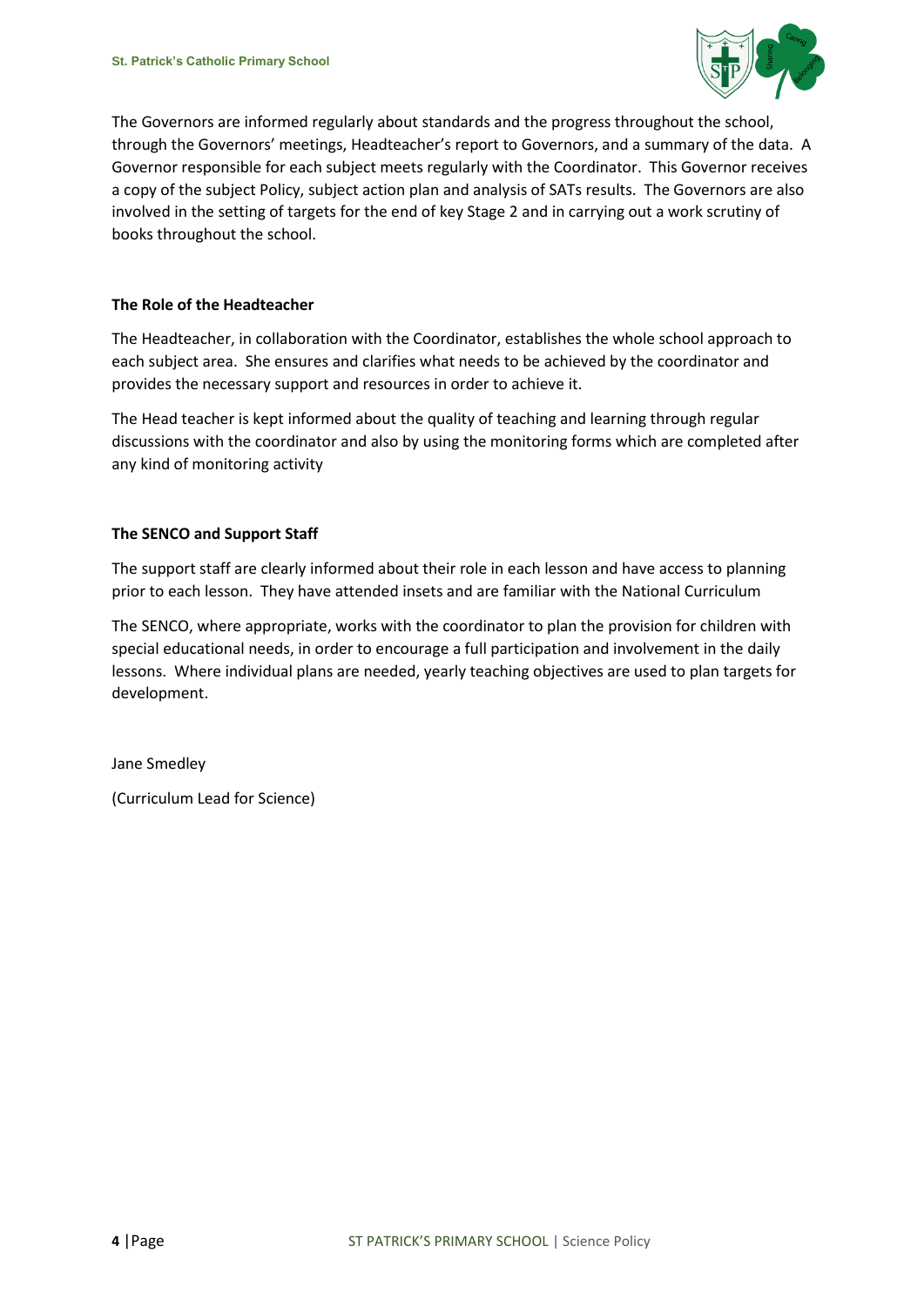The Governors are informed regularly about standards and the progress throughout the school, through the Governors' meetings, Headteacher's report to Governors, and a summary of the data. A Governor responsible for each subject meets regularly with the Coordinator. This Governor receives a copy of the subject Policy, subject action plan and analysis of SATs results. The Governors are also involved in the setting of targets for the end of key Stage 2 and in carrying out a work scrutiny of books throughout the school.

**The Role of the Headteacher**

The Headteacher, in collaboration with the Coordinator, establishes the whole school approach to each subject area. She ensures and clarifies what needs to be achieved by the coordinator and provides the necessary support and resources in order to achieve it.

The Head teacher is kept informed about the quality of teaching and learning through regular discussions with the coordinator and also by using the monitoring forms which are completed after any kind of monitoring activity

**The SENCO and Support Staff**

The support staff are clearly informed about their role in each lesson and have access to planning prior to each lesson. They have attended insets and are familiar with the National Curriculum

The SENCO, where appropriate, works with the coordinator to plan the provision for children with special educational needs, in order to encourage a full participation and involvement in the daily lessons. Where individual plans are needed, yearly teaching objectives are used to plan targets for development.

Jane Smedley

(Curriculum Lead for Science)